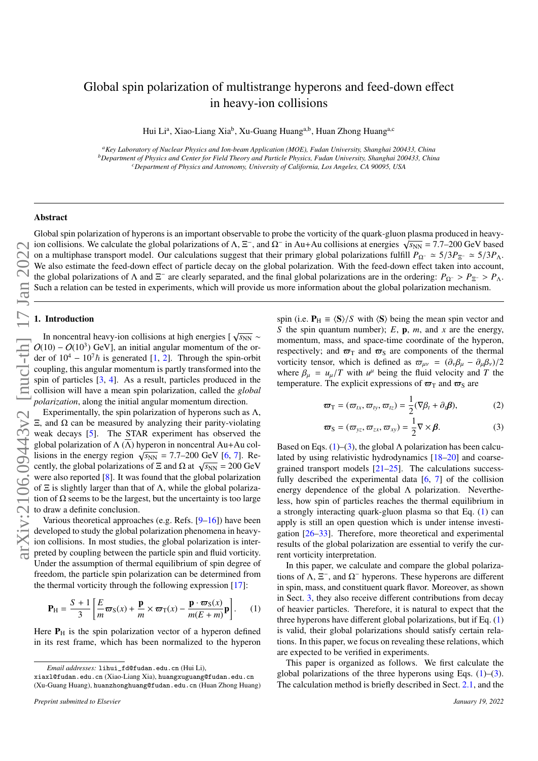# Global spin polarization of multistrange hyperons and feed-down effect in heavy-ion collisions

Hui Li[a], Xiao-Liang Xia[b], Xu-Guang Huang[a,b], Huan Zhong Huang[a,c]

[a] *Key Laboratory of Nuclear Physics and Ion-beam Application (MOE), Fudan University, Shanghai 200433, China*
[b] *Department of Physics and Center for Field Theory and Particle Physics, Fudan University, Shanghai 200433, China*
[c] *Department of Physics and Astronomy, University of California, Los Angeles, CA 90095, USA*

---

### Abstract

Global spin polarization of hyperons is an important observable to probe the vorticity of the quark-gluon plasma produced in heavy-ion collisions. We calculate the global polarizations of $\Lambda$, $\Xi^-$, and $\Omega^-$ in Au+Au collisions at energies $\sqrt{s_{\rm NN}} = 7.7$–$200$ GeV based on a multiphase transport model. Our calculations suggest that their primary global polarizations fulfill $P_{\Omega^-} \simeq 5/3 P_{\Xi^-} \simeq 5/3 P_{\Lambda}$. We also estimate the feed-down effect of particle decay on the global polarization. With the feed-down effect taken into account, the global polarizations of $\Lambda$ and $\Xi^-$ are clearly separated, and the final global polarizations are in the ordering: $P_{\Omega^-} > P_{\Xi^-} > P_{\Lambda}$. Such a relation can be tested in experiments, which will provide us more information about the global polarization mechanism.

---

## 1. Introduction

In noncentral heavy-ion collisions at high energies [ $\sqrt{s_{\rm NN}} \sim O(10) - O(10^3)$ GeV], an initial angular momentum of the order of $10^4 - 10^7\hbar$ is generated [1, 2]. Through the spin-orbit coupling, this angular momentum is partly transformed into the spin of particles [3, 4]. As a result, particles produced in the collision will have a mean spin polarization, called the *global polarization*, along the initial angular momentum direction.

Experimentally, the spin polarization of hyperons such as $\Lambda$, $\Xi$, and $\Omega$ can be measured by analyzing their parity-violating weak decays [5]. The STAR experiment has observed the global polarization of $\Lambda$ ($\overline{\Lambda}$) hyperon in noncentral Au+Au collisions in the energy region $\sqrt{s_{\rm NN}} = 7.7$–$200$ GeV [6, 7]. Recently, the global polarizations of $\Xi$ and $\Omega$ at $\sqrt{s_{\rm NN}} = 200$ GeV were also reported [8]. It was found that the global polarization of $\Xi$ is slightly larger than that of $\Lambda$, while the global polarization of $\Omega$ seems to be the largest, but the uncertainty is too large to draw a definite conclusion.

Various theoretical approaches (e.g. Refs. [9–16]) have been developed to study the global polarization phenomena in heavy-ion collisions. In most studies, the global polarization is interpreted by coupling between the particle spin and fluid vorticity. Under the assumption of thermal equilibrium of spin degree of freedom, the particle spin polarization can be determined from the thermal vorticity through the following expression [17]:

$$\mathbf{P}_{\rm H} = \frac{S+1}{3}\left[\frac{E}{m}\boldsymbol{\varpi}_{\rm S}(x) + \frac{\mathbf{p}}{m}\times\boldsymbol{\varpi}_{\rm T}(x) - \frac{\mathbf{p}\cdot\boldsymbol{\varpi}_{\rm S}(x)}{m(E+m)}\mathbf{p}\right]. \quad (1)$$

Here $\mathbf{P}_{\rm H}$ is the spin polarization vector of a hyperon defined in its rest frame, which has been normalized to the hyperon spin (i.e. $\mathbf{P}_{\rm H} \equiv \langle \mathbf{S}\rangle/S$ with $\langle \mathbf{S}\rangle$ being the mean spin vector and $S$ the spin quantum number); $E$, $\mathbf{p}$, $m$, and $x$ are the energy, momentum, mass, and space-time coordinate of the hyperon, respectively; and $\boldsymbol{\varpi}_{\rm T}$ and $\boldsymbol{\varpi}_{\rm S}$ are components of the thermal vorticity tensor, which is defined as $\varpi_{\mu\nu} = (\partial_\nu\beta_\mu - \partial_\mu\beta_\nu)/2$ where $\beta_\mu = u_\mu/T$ with $u^\mu$ being the fluid velocity and $T$ the temperature. The explicit expressions of $\boldsymbol{\varpi}_{\rm T}$ and $\boldsymbol{\varpi}_{\rm S}$ are

$$\boldsymbol{\varpi}_{\rm T} = (\varpi_{tx}, \varpi_{ty}, \varpi_{tz}) = \frac{1}{2}(\nabla\beta_t + \partial_t\boldsymbol{\beta}), \quad (2)$$

$$\boldsymbol{\varpi}_{\rm S} = (\varpi_{yz}, \varpi_{zx}, \varpi_{xy}) = \frac{1}{2}\nabla\times\boldsymbol{\beta}. \quad (3)$$

Based on Eqs. (1)–(3), the global $\Lambda$ polarization has been calculated by using relativistic hydrodynamics [18–20] and coarse-grained transport models [21–25]. The calculations successfully described the experimental data [6, 7] of the collision energy dependence of the global $\Lambda$ polarization. Nevertheless, how spin of particles reaches the thermal equilibrium in a strongly interacting quark-gluon plasma so that Eq. (1) can apply is still an open question which is under intense investigation [26–33]. Therefore, more theoretical and experimental results of the global polarization are essential to verify the current vorticity interpretation.

In this paper, we calculate and compare the global polarizations of $\Lambda$, $\Xi^-$, and $\Omega^-$ hyperons. These hyperons are different in spin, mass, and constituent quark flavor. Moreover, as shown in Sect. 3, they also receive different contributions from decay of heavier particles. Therefore, it is natural to expect that the three hyperons have different global polarizations, but if Eq. (1) is valid, their global polarizations should satisfy certain relations. In this paper, we focus on revealing these relations, which are expected to be verified in experiments.

This paper is organized as follows. We first calculate the global polarizations of the three hyperons using Eqs. (1)–(3). The calculation method is briefly described in Sect. 2.1, and the

---

*Email addresses:* lihui_fd@fudan.edu.cn (Hui Li), xiaxl@fudan.edu.cn (Xiao-Liang Xia), huangxuguang@fudan.edu.cn (Xu-Guang Huang), huanzhonghuang@fudan.edu.cn (Huan Zhong Huang)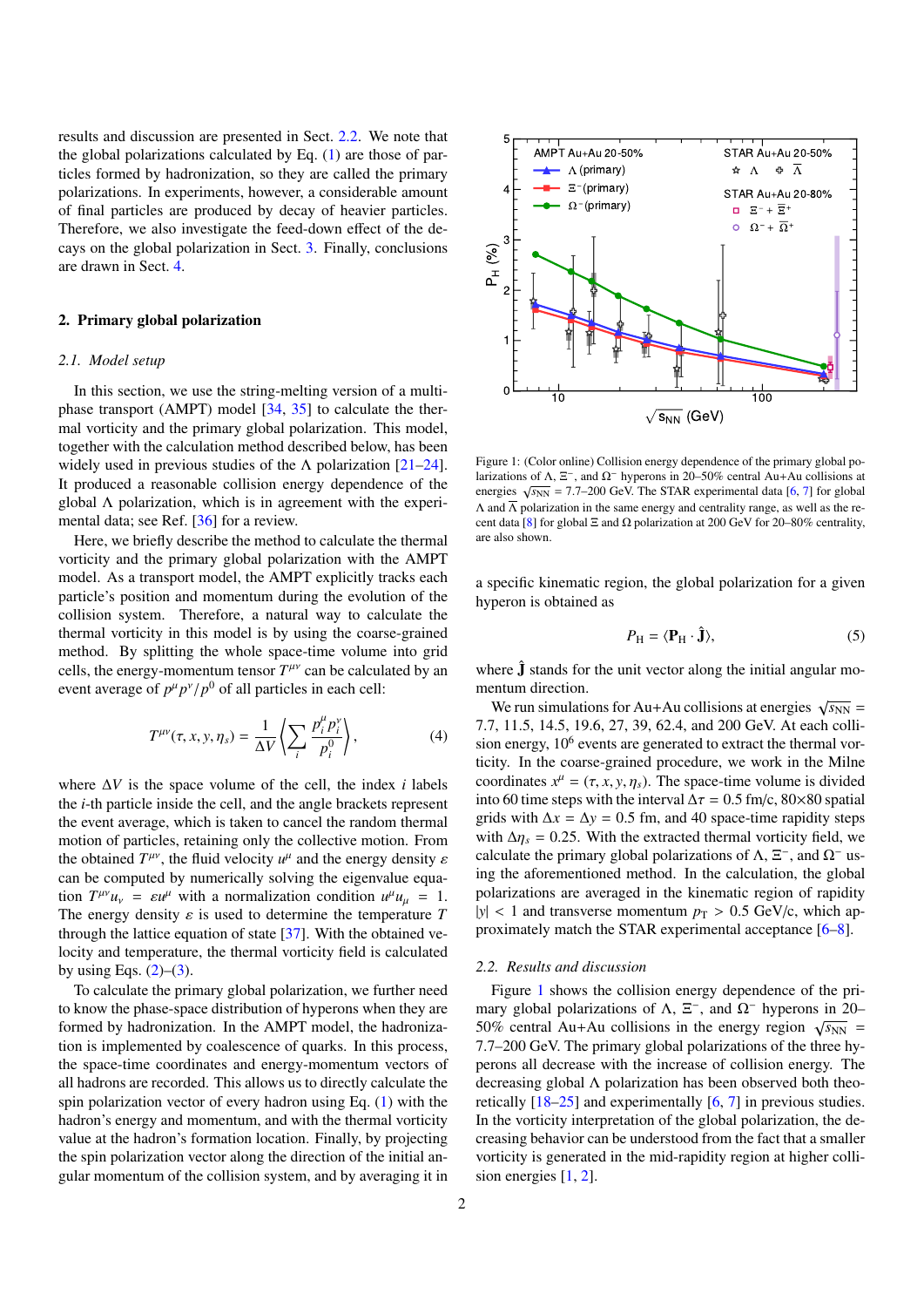results and discussion are presented in Sect. 2.2. We note that the global polarizations calculated by Eq. (1) are those of particles formed by hadronization, so they are called the primary polarizations. In experiments, however, a considerable amount of final particles are produced by decay of heavier particles. Therefore, we also investigate the feed-down effect of the decays on the global polarization in Sect. 3. Finally, conclusions are drawn in Sect. 4.

## 2. Primary global polarization

### *2.1. Model setup*

In this section, we use the string-melting version of a multi-phase transport (AMPT) model [34, 35] to calculate the thermal vorticity and the primary global polarization. This model, together with the calculation method described below, has been widely used in previous studies of the $\Lambda$ polarization [21–24]. It produced a reasonable collision energy dependence of the global $\Lambda$ polarization, which is in agreement with the experimental data; see Ref. [36] for a review.

Here, we briefly describe the method to calculate the thermal vorticity and the primary global polarization with the AMPT model. As a transport model, the AMPT explicitly tracks each particle's position and momentum during the evolution of the collision system. Therefore, a natural way to calculate the thermal vorticity in this model is by using the coarse-grained method. By splitting the whole space-time volume into grid cells, the energy-momentum tensor $T^{\mu\nu}$ can be calculated by an event average of $p^\mu p^\nu/p^0$ of all particles in each cell:

$$T^{\mu\nu}(\tau, x, y, \eta_s) = \frac{1}{\Delta V}\left\langle \sum_i \frac{p_i^\mu p_i^\nu}{p_i^0} \right\rangle, \tag{4}$$

where $\Delta V$ is the space volume of the cell, the index $i$ labels the $i$-th particle inside the cell, and the angle brackets represent the event average, which is taken to cancel the random thermal motion of particles, retaining only the collective motion. From the obtained $T^{\mu\nu}$, the fluid velocity $u^\mu$ and the energy density $\varepsilon$ can be computed by numerically solving the eigenvalue equation $T^{\mu\nu}u_\nu = \varepsilon u^\mu$ with a normalization condition $u^\mu u_\mu = 1$. The energy density $\varepsilon$ is used to determine the temperature $T$ through the lattice equation of state [37]. With the obtained velocity and temperature, the thermal vorticity field is calculated by using Eqs. (2)–(3).

To calculate the primary global polarization, we further need to know the phase-space distribution of hyperons when they are formed by hadronization. In the AMPT model, the hadronization is implemented by coalescence of quarks. In this process, the space-time coordinates and energy-momentum vectors of all hadrons are recorded. This allows us to directly calculate the spin polarization vector of every hadron using Eq. (1) with the hadron's energy and momentum, and with the thermal vorticity value at the hadron's formation location. Finally, by projecting the spin polarization vector along the direction of the initial angular momentum of the collision system, and by averaging it in a specific kinematic region, the global polarization for a given hyperon is obtained as

$$P_{\rm H} = \langle \mathbf{P}_{\rm H} \cdot \hat{\mathbf{J}} \rangle, \tag{5}$$

where $\hat{\mathbf{J}}$ stands for the unit vector along the initial angular momentum direction.

Figure 1: (Color online) Collision energy dependence of the primary global polarizations of $\Lambda$, $\Xi^-$, and $\Omega^-$ hyperons in 20–50% central Au+Au collisions at energies $\sqrt{s_{\rm NN}}$ = 7.7–200 GeV. The STAR experimental data [6, 7] for global $\Lambda$ and $\overline{\Lambda}$ polarization in the same energy and centrality range, as well as the recent data [8] for global $\Xi$ and $\Omega$ polarization at 200 GeV for 20–80% centrality, are also shown.

We run simulations for Au+Au collisions at energies $\sqrt{s_{\rm NN}}$ = 7.7, 11.5, 14.5, 19.6, 27, 39, 62.4, and 200 GeV. At each collision energy, $10^6$ events are generated to extract the thermal vorticity. In the coarse-grained procedure, we work in the Milne coordinates $x^\mu = (\tau, x, y, \eta_s)$. The space-time volume is divided into 60 time steps with the interval $\Delta\tau$ = 0.5 fm/c, 80×80 spatial grids with $\Delta x = \Delta y$ = 0.5 fm, and 40 space-time rapidity steps with $\Delta\eta_s$ = 0.25. With the extracted thermal vorticity field, we calculate the primary global polarizations of $\Lambda$, $\Xi^-$, and $\Omega^-$ using the aforementioned method. In the calculation, the global polarizations are averaged in the kinematic region of rapidity $|y| < 1$ and transverse momentum $p_{\rm T} > 0.5$ GeV/c, which approximately match the STAR experimental acceptance [6–8].

### *2.2. Results and discussion*

Figure 1 shows the collision energy dependence of the primary global polarizations of $\Lambda$, $\Xi^-$, and $\Omega^-$ hyperons in 20–50% central Au+Au collisions in the energy region $\sqrt{s_{\rm NN}}$ = 7.7–200 GeV. The primary global polarizations of the three hyperons all decrease with the increase of collision energy. The decreasing global $\Lambda$ polarization has been observed both theoretically [18–25] and experimentally [6, 7] in previous studies. In the vorticity interpretation of the global polarization, the decreasing behavior can be understood from the fact that a smaller vorticity is generated in the mid-rapidity region at higher collision energies [1, 2].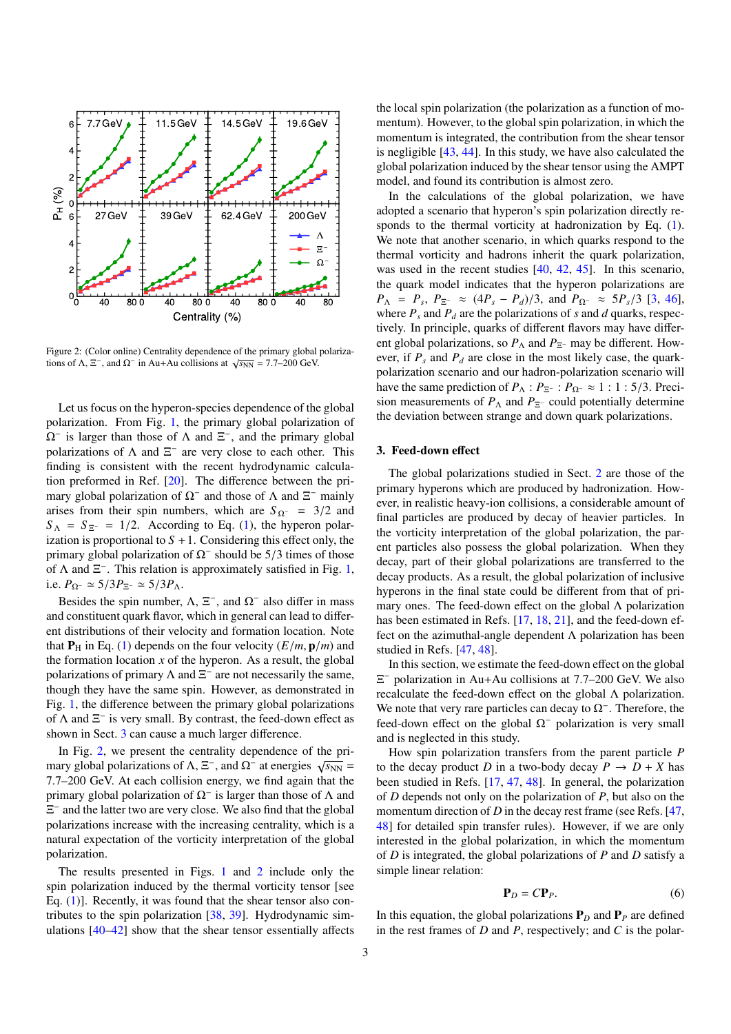Figure 2: (Color online) Centrality dependence of the primary global polarizations of $\Lambda$, $\Xi^-$, and $\Omega^-$ in Au+Au collisions at $\sqrt{s_{NN}}$ = 7.7–200 GeV.

Let us focus on the hyperon-species dependence of the global polarization. From Fig. 1, the primary global polarization of $\Omega^-$ is larger than those of $\Lambda$ and $\Xi^-$, and the primary global polarizations of $\Lambda$ and $\Xi^-$ are very close to each other. This finding is consistent with the recent hydrodynamic calculation preformed in Ref. [20]. The difference between the primary global polarization of $\Omega^-$ and those of $\Lambda$ and $\Xi^-$ mainly arises from their spin numbers, which are $S_{\Omega^-} = 3/2$ and $S_\Lambda = S_{\Xi^-} = 1/2$. According to Eq. (1), the hyperon polarization is proportional to $S+1$. Considering this effect only, the primary global polarization of $\Omega^-$ should be 5/3 times of those of $\Lambda$ and $\Xi^-$. This relation is approximately satisfied in Fig. 1, i.e. $P_{\Omega^-} \simeq 5/3 P_{\Xi^-} \simeq 5/3 P_\Lambda$.

Besides the spin number, $\Lambda$, $\Xi^-$, and $\Omega^-$ also differ in mass and constituent quark flavor, which in general can lead to different distributions of their velocity and formation location. Note that $\mathbf{P}_\text{H}$ in Eq. (1) depends on the four velocity $(E/m, \mathbf{p}/m)$ and the formation location $x$ of the hyperon. As a result, the global polarizations of primary $\Lambda$ and $\Xi^-$ are not necessarily the same, though they have the same spin. However, as demonstrated in Fig. 1, the difference between the primary global polarizations of $\Lambda$ and $\Xi^-$ is very small. By contrast, the feed-down effect as shown in Sect. 3 can cause a much larger difference.

In Fig. 2, we present the centrality dependence of the primary global polarizations of $\Lambda$, $\Xi^-$, and $\Omega^-$ at energies $\sqrt{s_{NN}}$ = 7.7–200 GeV. At each collision energy, we find again that the primary global polarization of $\Omega^-$ is larger than those of $\Lambda$ and $\Xi^-$ and the latter two are very close. We also find that the global polarizations increase with the increasing centrality, which is a natural expectation of the vorticity interpretation of the global polarization.

The results presented in Figs. 1 and 2 include only the spin polarization induced by the thermal vorticity tensor [see Eq. (1)]. Recently, it was found that the shear tensor also contributes to the spin polarization [38, 39]. Hydrodynamic simulations [40–42] show that the shear tensor essentially affects the local spin polarization (the polarization as a function of momentum). However, to the global spin polarization, in which the momentum is integrated, the contribution from the shear tensor is negligible [43, 44]. In this study, we have also calculated the global polarization induced by the shear tensor using the AMPT model, and found its contribution is almost zero.

In the calculations of the global polarization, we have adopted a scenario that hyperon's spin polarization directly responds to the thermal vorticity at hadronization by Eq. (1). We note that another scenario, in which quarks respond to the thermal vorticity and hadrons inherit the quark polarization, was used in the recent studies [40, 42, 45]. In this scenario, the quark model indicates that the hyperon polarizations are $P_\Lambda = P_s$, $P_{\Xi^-} \approx (4P_s - P_d)/3$, and $P_{\Omega^-} \approx 5P_s/3$ [3, 46], where $P_s$ and $P_d$ are the polarizations of $s$ and $d$ quarks, respectively. In principle, quarks of different flavors may have different global polarizations, so $P_\Lambda$ and $P_{\Xi^-}$ may be different. However, if $P_s$ and $P_d$ are close in the most likely case, the quark-polarization scenario and our hadron-polarization scenario will have the same prediction of $P_\Lambda : P_{\Xi^-} : P_{\Omega^-} \approx 1 : 1 : 5/3$. Precision measurements of $P_\Lambda$ and $P_{\Xi^-}$ could potentially determine the deviation between strange and down quark polarizations.

## 3. Feed-down effect

The global polarizations studied in Sect. 2 are those of the primary hyperons which are produced by hadronization. However, in realistic heavy-ion collisions, a considerable amount of final particles are produced by decay of heavier particles. In the vorticity interpretation of the global polarization, the parent particles also possess the global polarization. When they decay, part of their global polarizations are transferred to the decay products. As a result, the global polarization of inclusive hyperons in the final state could be different from that of primary ones. The feed-down effect on the global $\Lambda$ polarization has been estimated in Refs. [17, 18, 21], and the feed-down effect on the azimuthal-angle dependent $\Lambda$ polarization has been studied in Refs. [47, 48].

In this section, we estimate the feed-down effect on the global $\Xi^-$ polarization in Au+Au collisions at 7.7–200 GeV. We also recalculate the feed-down effect on the global $\Lambda$ polarization. We note that very rare particles can decay to $\Omega^-$. Therefore, the feed-down effect on the global $\Omega^-$ polarization is very small and is neglected in this study.

How spin polarization transfers from the parent particle $P$ to the decay product $D$ in a two-body decay $P \to D + X$ has been studied in Refs. [17, 47, 48]. In general, the polarization of $D$ depends not only on the polarization of $P$, but also on the momentum direction of $D$ in the decay rest frame (see Refs. [47, 48] for detailed spin transfer rules). However, if we are only interested in the global polarization, in which the momentum of $D$ is integrated, the global polarizations of $P$ and $D$ satisfy a simple linear relation:

$$\mathbf{P}_D = C\mathbf{P}_P. \tag{6}$$

In this equation, the global polarizations $\mathbf{P}_D$ and $\mathbf{P}_P$ are defined in the rest frames of $D$ and $P$, respectively; and $C$ is the polar-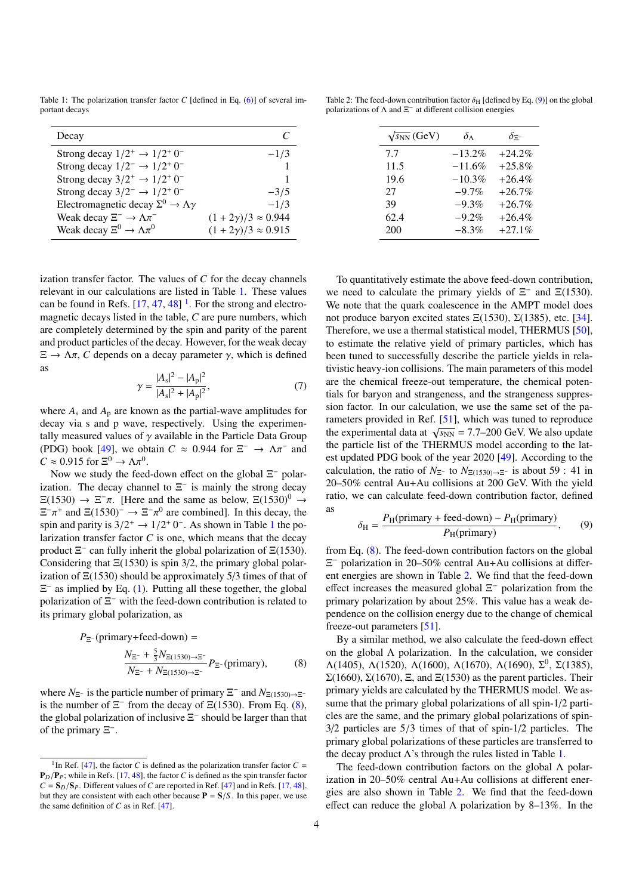Table 1: The polarization transfer factor $C$ [defined in Eq. (6)] of several important decays

| Decay | $C$ |
|---|---|
| Strong decay $1/2^+ \to 1/2^+\, 0^-$ | $-1/3$ |
| Strong decay $1/2^- \to 1/2^+\, 0^-$ | 1 |
| Strong decay $3/2^+ \to 1/2^+\, 0^-$ | 1 |
| Strong decay $3/2^- \to 1/2^+\, 0^-$ | $-3/5$ |
| Electromagnetic decay $\Sigma^0 \to \Lambda\gamma$ | $-1/3$ |
| Weak decay $\Xi^- \to \Lambda\pi^-$ | $(1+2\gamma)/3 \approx 0.944$ |
| Weak decay $\Xi^0 \to \Lambda\pi^0$ | $(1+2\gamma)/3 \approx 0.915$ |

ization transfer factor. The values of $C$ for the decay channels relevant in our calculations are listed in Table 1. These values can be found in Refs. [17, 47, 48] [1]. For the strong and electromagnetic decays listed in the table, $C$ are pure numbers, which are completely determined by the spin and parity of the parent and product particles of the decay. However, for the weak decay $\Xi \to \Lambda\pi$, $C$ depends on a decay parameter $\gamma$, which is defined as

$$\gamma = \frac{|A_{\rm s}|^2 - |A_{\rm p}|^2}{|A_{\rm s}|^2 + |A_{\rm p}|^2}, \tag{7}$$

where $A_{\rm s}$ and $A_{\rm p}$ are known as the partial-wave amplitudes for decay via s and p wave, respectively. Using the experimentally measured values of $\gamma$ available in the Particle Data Group (PDG) book [49], we obtain $C \approx 0.944$ for $\Xi^- \to \Lambda\pi^-$ and $C \approx 0.915$ for $\Xi^0 \to \Lambda\pi^0$.

Now we study the feed-down effect on the global $\Xi^-$ polarization. The decay channel to $\Xi^-$ is mainly the strong decay $\Xi(1530) \to \Xi^-\pi$. [Here and the same as below, $\Xi(1530)^0 \to \Xi^-\pi^+$ and $\Xi(1530)^- \to \Xi^-\pi^0$ are combined]. In this decay, the spin and parity is $3/2^+ \to 1/2^+\, 0^-$. As shown in Table 1 the polarization transfer factor $C$ is one, which means that the decay product $\Xi^-$ can fully inherit the global polarization of $\Xi(1530)$. Considering that $\Xi(1530)$ is spin 3/2, the primary global polarization of $\Xi(1530)$ should be approximately 5/3 times of that of $\Xi^-$ as implied by Eq. (1). Putting all these together, the global polarization of $\Xi^-$ with the feed-down contribution is related to its primary global polarization, as

$$P_{\Xi^-}(\text{primary+feed-down}) = \frac{N_{\Xi^-} + \frac{5}{3}N_{\Xi(1530)\to\Xi^-}}{N_{\Xi^-} + N_{\Xi(1530)\to\Xi^-}} P_{\Xi^-}(\text{primary}), \tag{8}$$

where $N_{\Xi^-}$ is the particle number of primary $\Xi^-$ and $N_{\Xi(1530)\to\Xi^-}$ is the number of $\Xi^-$ from the decay of $\Xi(1530)$. From Eq. (8), the global polarization of inclusive $\Xi^-$ should be larger than that of the primary $\Xi^-$.

[1] In Ref. [47], the factor $C$ is defined as the polarization transfer factor $C = \mathbf{P}_D/\mathbf{P}_P$; while in Refs. [17, 48], the factor $C$ is defined as the spin transfer factor $C = \mathbf{S}_D/\mathbf{S}_P$. Different values of $C$ are reported in Ref. [47] and in Refs. [17, 48], but they are consistent with each other because $\mathbf{P} = \mathbf{S}/S$. In this paper, we use the same definition of $C$ as in Ref. [47].

Table 2: The feed-down contribution factor $\delta_{\rm H}$ [defined by Eq. (9)] on the global polarizations of $\Lambda$ and $\Xi^-$ at different collision energies

| $\sqrt{s_{\rm NN}}$ (GeV) | $\delta_\Lambda$ | $\delta_{\Xi^-}$ |
|---|---|---|
| 7.7 | −13.2% | +24.2% |
| 11.5 | −11.6% | +25.8% |
| 19.6 | −10.3% | +26.4% |
| 27 | −9.7% | +26.7% |
| 39 | −9.3% | +26.7% |
| 62.4 | −9.2% | +26.4% |
| 200 | −8.3% | +27.1% |

To quantitatively estimate the above feed-down contribution, we need to calculate the primary yields of $\Xi^-$ and $\Xi(1530)$. We note that the quark coalescence in the AMPT model does not produce baryon excited states $\Xi(1530)$, $\Sigma(1385)$, etc. [34]. Therefore, we use a thermal statistical model, THERMUS [50], to estimate the relative yield of primary particles, which has been tuned to successfully describe the particle yields in relativistic heavy-ion collisions. The main parameters of this model are the chemical freeze-out temperature, the chemical potentials for baryon and strangeness, and the strangeness suppression factor. In our calculation, we use the same set of the parameters provided in Ref. [51], which was tuned to reproduce the experimental data at $\sqrt{s_{\rm NN}}$ = 7.7–200 GeV. We also update the particle list of the THERMUS model according to the latest updated PDG book of the year 2020 [49]. According to the calculation, the ratio of $N_{\Xi^-}$ to $N_{\Xi(1530)\to\Xi^-}$ is about 59 : 41 in 20–50% central Au+Au collisions at 200 GeV. With the yield ratio, we can calculate feed-down contribution factor, defined as

$$\delta_{\rm H} = \frac{P_{\rm H}(\text{primary + feed-down}) - P_{\rm H}(\text{primary})}{P_{\rm H}(\text{primary})}, \tag{9}$$

from Eq. (8). The feed-down contribution factors on the global $\Xi^-$ polarization in 20–50% central Au+Au collisions at different energies are shown in Table 2. We find that the feed-down effect increases the measured global $\Xi^-$ polarization from the primary polarization by about 25%. This value has a weak dependence on the collision energy due to the change of chemical freeze-out parameters [51].

By a similar method, we also calculate the feed-down effect on the global $\Lambda$ polarization. In the calculation, we consider $\Lambda(1405)$, $\Lambda(1520)$, $\Lambda(1600)$, $\Lambda(1670)$, $\Lambda(1690)$, $\Sigma^0$, $\Sigma(1385)$, $\Sigma(1660)$, $\Sigma(1670)$, $\Xi$, and $\Xi(1530)$ as the parent particles. Their primary yields are calculated by the THERMUS model. We assume that the primary global polarizations of all spin-1/2 particles are the same, and the primary global polarizations of spin-3/2 particles are 5/3 times of that of spin-1/2 particles. The primary global polarizations of these particles are transferred to the decay product $\Lambda$'s through the rules listed in Table 1.

The feed-down contribution factors on the global $\Lambda$ polarization in 20–50% central Au+Au collisions at different energies are also shown in Table 2. We find that the feed-down effect can reduce the global $\Lambda$ polarization by 8–13%. In the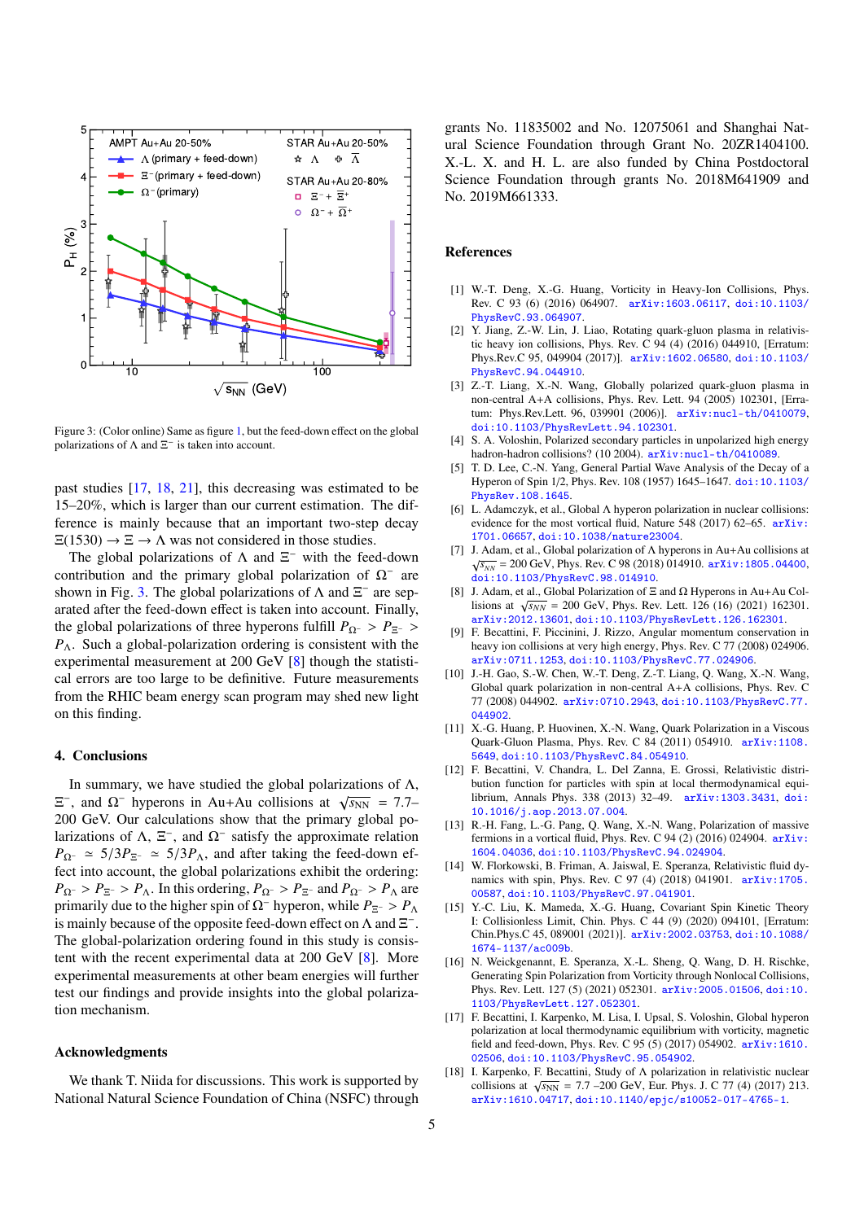Figure 3: (Color online) Same as figure 1, but the feed-down effect on the global polarizations of Λ and $\Xi^-$ is taken into account.

past studies [17, 18, 21], this decreasing was estimated to be 15–20%, which is larger than our current estimation. The difference is mainly because that an important two-step decay $\Xi(1530) \to \Xi \to \Lambda$ was not considered in those studies.

The global polarizations of Λ and $\Xi^-$ with the feed-down contribution and the primary global polarization of $\Omega^-$ are shown in Fig. 3. The global polarizations of Λ and $\Xi^-$ are separated after the feed-down effect is taken into account. Finally, the global polarizations of three hyperons fulfill $P_{\Omega^-} > P_{\Xi^-} > P_\Lambda$. Such a global-polarization ordering is consistent with the experimental measurement at 200 GeV [8] though the statistical errors are too large to be definitive. Future measurements from the RHIC beam energy scan program may shed new light on this finding.

## 4. Conclusions

In summary, we have studied the global polarizations of Λ, $\Xi^-$, and $\Omega^-$ hyperons in Au+Au collisions at $\sqrt{s_{NN}}$ = 7.7–200 GeV. Our calculations show that the primary global polarizations of Λ, $\Xi^-$, and $\Omega^-$ satisfy the approximate relation $P_{\Omega^-} \simeq 5/3 P_{\Xi^-} \simeq 5/3 P_\Lambda$, and after taking the feed-down effect into account, the global polarizations exhibit the ordering: $P_{\Omega^-} > P_{\Xi^-} > P_\Lambda$. In this ordering, $P_{\Omega^-} > P_{\Xi^-}$ and $P_{\Omega^-} > P_\Lambda$ are primarily due to the higher spin of $\Omega^-$ hyperon, while $P_{\Xi^-} > P_\Lambda$ is mainly because of the opposite feed-down effect on Λ and $\Xi^-$. The global-polarization ordering found in this study is consistent with the recent experimental data at 200 GeV [8]. More experimental measurements at other beam energies will further test our findings and provide insights into the global polarization mechanism.

## Acknowledgments

We thank T. Niida for discussions. This work is supported by National Natural Science Foundation of China (NSFC) through grants No. 11835002 and No. 12075061 and Shanghai Natural Science Foundation through Grant No. 20ZR1404100. X.-L. X. and H. L. are also funded by China Postdoctoral Science Foundation through grants No. 2018M641909 and No. 2019M661333.

## References

[1] W.-T. Deng, X.-G. Huang, Vorticity in Heavy-Ion Collisions, Phys. Rev. C 93 (6) (2016) 064907. arXiv:1603.06117, doi:10.1103/PhysRevC.93.064907.

[2] Y. Jiang, Z.-W. Lin, J. Liao, Rotating quark-gluon plasma in relativistic heavy ion collisions, Phys. Rev. C 94 (4) (2016) 044910, [Erratum: Phys.Rev.C 95, 049904 (2017)]. arXiv:1602.06580, doi:10.1103/PhysRevC.94.044910.

[3] Z.-T. Liang, X.-N. Wang, Globally polarized quark-gluon plasma in non-central A+A collisions, Phys. Rev. Lett. 94 (2005) 102301, [Erratum: Phys.Rev.Lett. 96, 039901 (2006)]. arXiv:nucl-th/0410079, doi:10.1103/PhysRevLett.94.102301.

[4] S. A. Voloshin, Polarized secondary particles in unpolarized high energy hadron-hadron collisions? (10 2004). arXiv:nucl-th/0410089.

[5] T. D. Lee, C.-N. Yang, General Partial Wave Analysis of the Decay of a Hyperon of Spin 1/2, Phys. Rev. 108 (1957) 1645–1647. doi:10.1103/PhysRev.108.1645.

[6] L. Adamczyk, et al., Global Λ hyperon polarization in nuclear collisions: evidence for the most vortical fluid, Nature 548 (2017) 62–65. arXiv:1701.06657, doi:10.1038/nature23004.

[7] J. Adam, et al., Global polarization of Λ hyperons in Au+Au collisions at $\sqrt{s_{NN}}$ = 200 GeV, Phys. Rev. C 98 (2018) 014910. arXiv:1805.04400, doi:10.1103/PhysRevC.98.014910.

[8] J. Adam, et al., Global Polarization of Ξ and Ω Hyperons in Au+Au Collisions at $\sqrt{s_{NN}}$ = 200 GeV, Phys. Rev. Lett. 126 (16) (2021) 162301. arXiv:2012.13601, doi:10.1103/PhysRevLett.126.162301.

[9] F. Becattini, F. Piccinini, J. Rizzo, Angular momentum conservation in heavy ion collisions at very high energy, Phys. Rev. C 77 (2008) 024906. arXiv:0711.1253, doi:10.1103/PhysRevC.77.024906.

[10] J.-H. Gao, S.-W. Chen, W.-T. Deng, Z.-T. Liang, Q. Wang, X.-N. Wang, Global quark polarization in non-central A+A collisions, Phys. Rev. C 77 (2008) 044902. arXiv:0710.2943, doi:10.1103/PhysRevC.77.044902.

[11] X.-G. Huang, P. Huovinen, X.-N. Wang, Quark Polarization in a Viscous Quark-Gluon Plasma, Phys. Rev. C 84 (2011) 054910. arXiv:1108.5649, doi:10.1103/PhysRevC.84.054910.

[12] F. Becattini, V. Chandra, L. Del Zanna, E. Grossi, Relativistic distribution function for particles with spin at local thermodynamical equilibrium, Annals Phys. 338 (2013) 32–49. arXiv:1303.3431, doi:10.1016/j.aop.2013.07.004.

[13] R.-H. Fang, L.-G. Pang, Q. Wang, X.-N. Wang, Polarization of massive fermions in a vortical fluid, Phys. Rev. C 94 (2) (2016) 024904. arXiv:1604.04036, doi:10.1103/PhysRevC.94.024904.

[14] W. Florkowski, B. Friman, A. Jaiswal, E. Speranza, Relativistic fluid dynamics with spin, Phys. Rev. C 97 (4) (2018) 041901. arXiv:1705.00587, doi:10.1103/PhysRevC.97.041901.

[15] Y.-C. Liu, K. Mameda, X.-G. Huang, Covariant Spin Kinetic Theory I: Collisionless Limit, Chin. Phys. C 44 (9) (2020) 094101, [Erratum: Chin.Phys.C 45, 089001 (2021)]. arXiv:2002.03753, doi:10.1088/1674-1137/ac009b.

[16] N. Weickgenannt, E. Speranza, X.-L. Sheng, Q. Wang, D. H. Rischke, Generating Spin Polarization from Vorticity through Nonlocal Collisions, Phys. Rev. Lett. 127 (5) (2021) 052301. arXiv:2005.01506, doi:10.1103/PhysRevLett.127.052301.

[17] F. Becattini, I. Karpenko, M. Lisa, I. Upsal, S. Voloshin, Global hyperon polarization at local thermodynamic equilibrium with vorticity, magnetic field and feed-down, Phys. Rev. C 95 (5) (2017) 054902. arXiv:1610.02506, doi:10.1103/PhysRevC.95.054902.

[18] I. Karpenko, F. Becattini, Study of Λ polarization in relativistic nuclear collisions at $\sqrt{s_{NN}}$ = 7.7 –200 GeV, Eur. Phys. J. C 77 (4) (2017) 213. arXiv:1610.04717, doi:10.1140/epjc/s10052-017-4765-1.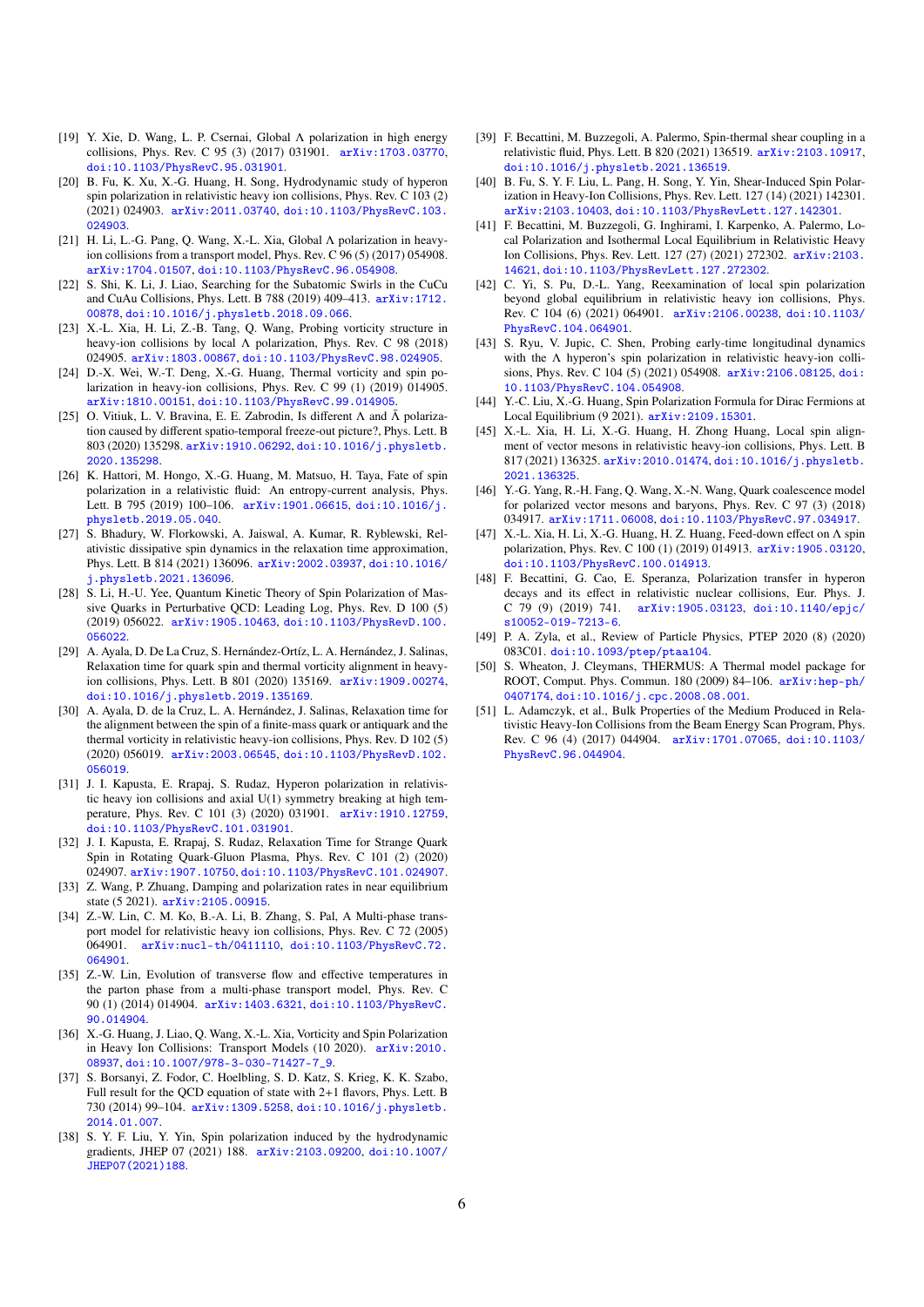[19] Y. Xie, D. Wang, L. P. Csernai, Global $\Lambda$ polarization in high energy collisions, Phys. Rev. C 95 (3) (2017) 031901. arXiv:1703.03770, doi:10.1103/PhysRevC.95.031901.

[20] B. Fu, K. Xu, X.-G. Huang, H. Song, Hydrodynamic study of hyperon spin polarization in relativistic heavy ion collisions, Phys. Rev. C 103 (2) (2021) 024903. arXiv:2011.03740, doi:10.1103/PhysRevC.103.024903.

[21] H. Li, L.-G. Pang, Q. Wang, X.-L. Xia, Global $\Lambda$ polarization in heavy-ion collisions from a transport model, Phys. Rev. C 96 (5) (2017) 054908. arXiv:1704.01507, doi:10.1103/PhysRevC.96.054908.

[22] S. Shi, K. Li, J. Liao, Searching for the Subatomic Swirls in the CuCu and CuAu Collisions, Phys. Lett. B 788 (2019) 409–413. arXiv:1712.00878, doi:10.1016/j.physletb.2018.09.066.

[23] X.-L. Xia, H. Li, Z.-B. Tang, Q. Wang, Probing vorticity structure in heavy-ion collisions by local $\Lambda$ polarization, Phys. Rev. C 98 (2018) 024905. arXiv:1803.00867, doi:10.1103/PhysRevC.98.024905.

[24] D.-X. Wei, W.-T. Deng, X.-G. Huang, Thermal vorticity and spin polarization in heavy-ion collisions, Phys. Rev. C 99 (1) (2019) 014905. arXiv:1810.00151, doi:10.1103/PhysRevC.99.014905.

[25] O. Vitiuk, L. V. Bravina, E. E. Zabrodin, Is different $\Lambda$ and $\bar{\Lambda}$ polarization caused by different spatio-temporal freeze-out picture?, Phys. Lett. B 803 (2020) 135298. arXiv:1910.06292, doi:10.1016/j.physletb.2020.135298.

[26] K. Hattori, M. Hongo, X.-G. Huang, M. Matsuo, H. Taya, Fate of spin polarization in a relativistic fluid: An entropy-current analysis, Phys. Lett. B 795 (2019) 100–106. arXiv:1901.06615, doi:10.1016/j.physletb.2019.05.040.

[27] S. Bhadury, W. Florkowski, A. Jaiswal, A. Kumar, R. Ryblewski, Relativistic dissipative spin dynamics in the relaxation time approximation, Phys. Lett. B 814 (2021) 136096. arXiv:2002.03937, doi:10.1016/j.physletb.2021.136096.

[28] S. Li, H.-U. Yee, Quantum Kinetic Theory of Spin Polarization of Massive Quarks in Perturbative QCD: Leading Log, Phys. Rev. D 100 (5) (2019) 056022. arXiv:1905.10463, doi:10.1103/PhysRevD.100.056022.

[29] A. Ayala, D. De La Cruz, S. Hernández-Ortíz, L. A. Hernández, J. Salinas, Relaxation time for quark spin and thermal vorticity alignment in heavy-ion collisions, Phys. Lett. B 801 (2020) 135169. arXiv:1909.00274, doi:10.1016/j.physletb.2019.135169.

[30] A. Ayala, D. de la Cruz, L. A. Hernández, J. Salinas, Relaxation time for the alignment between the spin of a finite-mass quark or antiquark and the thermal vorticity in relativistic heavy-ion collisions, Phys. Rev. D 102 (5) (2020) 056019. arXiv:2003.06545, doi:10.1103/PhysRevD.102.056019.

[31] J. I. Kapusta, E. Rrapaj, S. Rudaz, Hyperon polarization in relativistic heavy ion collisions and axial U(1) symmetry breaking at high temperature, Phys. Rev. C 101 (3) (2020) 031901. arXiv:1910.12759, doi:10.1103/PhysRevC.101.031901.

[32] J. I. Kapusta, E. Rrapaj, S. Rudaz, Relaxation Time for Strange Quark Spin in Rotating Quark-Gluon Plasma, Phys. Rev. C 101 (2) (2020) 024907. arXiv:1907.10750, doi:10.1103/PhysRevC.101.024907.

[33] Z. Wang, P. Zhuang, Damping and polarization rates in near equilibrium state (5 2021). arXiv:2105.00915.

[34] Z.-W. Lin, C. M. Ko, B.-A. Li, B. Zhang, S. Pal, A Multi-phase transport model for relativistic heavy ion collisions, Phys. Rev. C 72 (2005) 064901. arXiv:nucl-th/0411110, doi:10.1103/PhysRevC.72.064901.

[35] Z.-W. Lin, Evolution of transverse flow and effective temperatures in the parton phase from a multi-phase transport model, Phys. Rev. C 90 (1) (2014) 014904. arXiv:1403.6321, doi:10.1103/PhysRevC.90.014904.

[36] X.-G. Huang, J. Liao, Q. Wang, X.-L. Xia, Vorticity and Spin Polarization in Heavy Ion Collisions: Transport Models (10 2020). arXiv:2010.08937, doi:10.1007/978-3-030-71427-7_9.

[37] S. Borsanyi, Z. Fodor, C. Hoelbling, S. D. Katz, S. Krieg, K. K. Szabo, Full result for the QCD equation of state with 2+1 flavors, Phys. Lett. B 730 (2014) 99–104. arXiv:1309.5258, doi:10.1016/j.physletb.2014.01.007.

[38] S. Y. F. Liu, Y. Yin, Spin polarization induced by the hydrodynamic gradients, JHEP 07 (2021) 188. arXiv:2103.09200, doi:10.1007/JHEP07(2021)188.

[39] F. Becattini, M. Buzzegoli, A. Palermo, Spin-thermal shear coupling in a relativistic fluid, Phys. Lett. B 820 (2021) 136519. arXiv:2103.10917, doi:10.1016/j.physletb.2021.136519.

[40] B. Fu, S. Y. F. Liu, L. Pang, H. Song, Y. Yin, Shear-Induced Spin Polarization in Heavy-Ion Collisions, Phys. Rev. Lett. 127 (14) (2021) 142301. arXiv:2103.10403, doi:10.1103/PhysRevLett.127.142301.

[41] F. Becattini, M. Buzzegoli, G. Inghirami, I. Karpenko, A. Palermo, Local Polarization and Isothermal Local Equilibrium in Relativistic Heavy Ion Collisions, Phys. Rev. Lett. 127 (27) (2021) 272302. arXiv:2103.14621, doi:10.1103/PhysRevLett.127.272302.

[42] C. Yi, S. Pu, D.-L. Yang, Reexamination of local spin polarization beyond global equilibrium in relativistic heavy ion collisions, Phys. Rev. C 104 (6) (2021) 064901. arXiv:2106.00238, doi:10.1103/PhysRevC.104.064901.

[43] S. Ryu, V. Jupic, C. Shen, Probing early-time longitudinal dynamics with the $\Lambda$ hyperon's spin polarization in relativistic heavy-ion collisions, Phys. Rev. C 104 (5) (2021) 054908. arXiv:2106.08125, doi:10.1103/PhysRevC.104.054908.

[44] Y.-C. Liu, X.-G. Huang, Spin Polarization Formula for Dirac Fermions at Local Equilibrium (9 2021). arXiv:2109.15301.

[45] X.-L. Xia, H. Li, X.-G. Huang, H. Zhong Huang, Local spin alignment of vector mesons in relativistic heavy-ion collisions, Phys. Lett. B 817 (2021) 136325. arXiv:2010.01474, doi:10.1016/j.physletb.2021.136325.

[46] Y.-G. Yang, R.-H. Fang, Q. Wang, X.-N. Wang, Quark coalescence model for polarized vector mesons and baryons, Phys. Rev. C 97 (3) (2018) 034917. arXiv:1711.06008, doi:10.1103/PhysRevC.97.034917.

[47] X.-L. Xia, H. Li, X.-G. Huang, H. Z. Huang, Feed-down effect on $\Lambda$ spin polarization, Phys. Rev. C 100 (1) (2019) 014913. arXiv:1905.03120, doi:10.1103/PhysRevC.100.014913.

[48] F. Becattini, G. Cao, E. Speranza, Polarization transfer in hyperon decays and its effect in relativistic nuclear collisions, Eur. Phys. J. C 79 (9) (2019) 741. arXiv:1905.03123, doi:10.1140/epjc/s10052-019-7213-6.

[49] P. A. Zyla, et al., Review of Particle Physics, PTEP 2020 (8) (2020) 083C01. doi:10.1093/ptep/ptaa104.

[50] S. Wheaton, J. Cleymans, THERMUS: A Thermal model package for ROOT, Comput. Phys. Commun. 180 (2009) 84–106. arXiv:hep-ph/0407174, doi:10.1016/j.cpc.2008.08.001.

[51] L. Adamczyk, et al., Bulk Properties of the Medium Produced in Relativistic Heavy-Ion Collisions from the Beam Energy Scan Program, Phys. Rev. C 96 (4) (2017) 044904. arXiv:1701.07065, doi:10.1103/PhysRevC.96.044904.